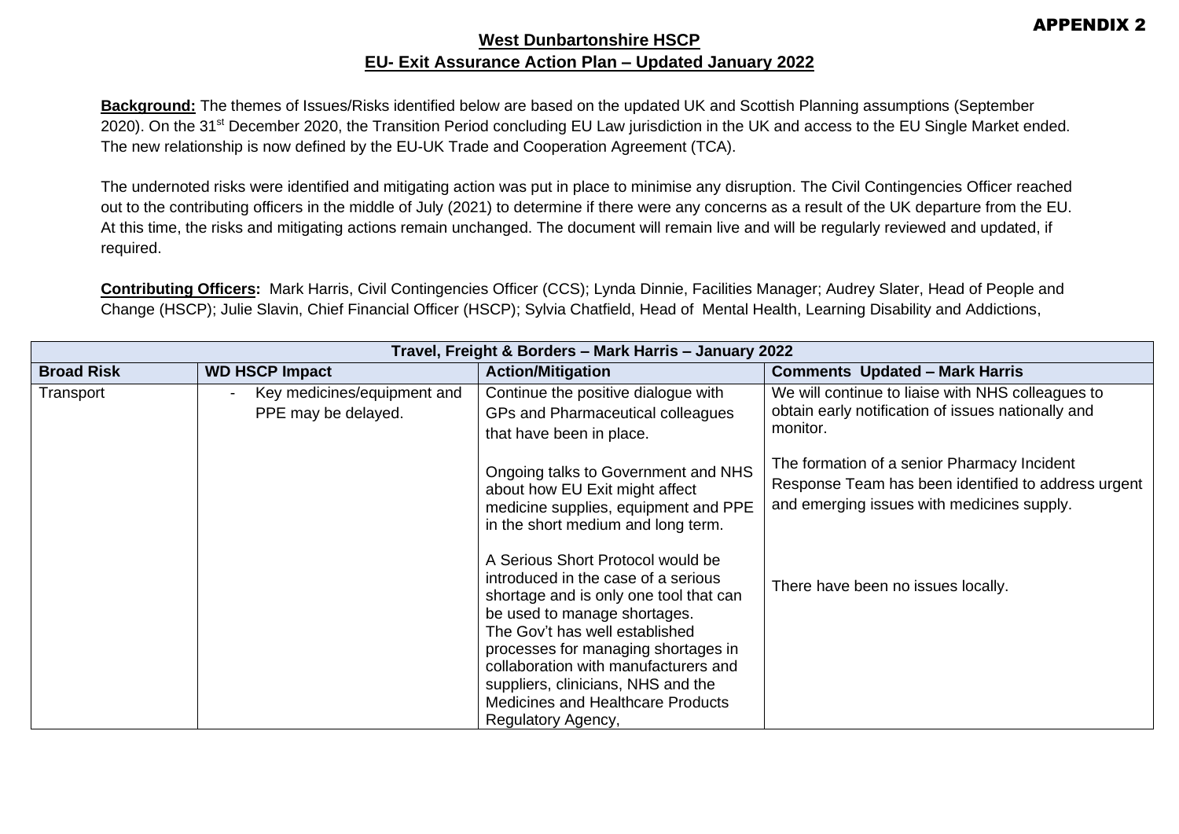**APPENDIX 2**

## West Dunbartonshire HSCP
## EU- Exit Assurance Action Plan – Updated January 2022

**Background:** The themes of Issues/Risks identified below are based on the updated UK and Scottish Planning assumptions (September 2020). On the 31st December 2020, the Transition Period concluding EU Law jurisdiction in the UK and access to the EU Single Market ended. The new relationship is now defined by the EU-UK Trade and Cooperation Agreement (TCA).

The undernoted risks were identified and mitigating action was put in place to minimise any disruption. The Civil Contingencies Officer reached out to the contributing officers in the middle of July (2021) to determine if there were any concerns as a result of the UK departure from the EU. At this time, the risks and mitigating actions remain unchanged. The document will remain live and will be regularly reviewed and updated, if required.

**Contributing Officers:** Mark Harris, Civil Contingencies Officer (CCS); Lynda Dinnie, Facilities Manager; Audrey Slater, Head of People and Change (HSCP); Julie Slavin, Chief Financial Officer (HSCP); Sylvia Chatfield, Head of Mental Health, Learning Disability and Addictions,

| **Travel, Freight & Borders – Mark Harris – January 2022** | | | |
|---|---|---|---|
| **Broad Risk** | **WD HSCP Impact** | **Action/Mitigation** | **Comments Updated – Mark Harris** |
| Transport | - Key medicines/equipment and PPE may be delayed. | Continue the positive dialogue with GPs and Pharmaceutical colleagues that have been in place.<br><br>Ongoing talks to Government and NHS about how EU Exit might affect medicine supplies, equipment and PPE in the short medium and long term.<br><br>A Serious Short Protocol would be introduced in the case of a serious shortage and is only one tool that can be used to manage shortages.<br>The Gov't has well established processes for managing shortages in collaboration with manufacturers and suppliers, clinicians, NHS and the Medicines and Healthcare Products Regulatory Agency, | We will continue to liaise with NHS colleagues to obtain early notification of issues nationally and monitor.<br><br>The formation of a senior Pharmacy Incident Response Team has been identified to address urgent and emerging issues with medicines supply.<br><br>There have been no issues locally. |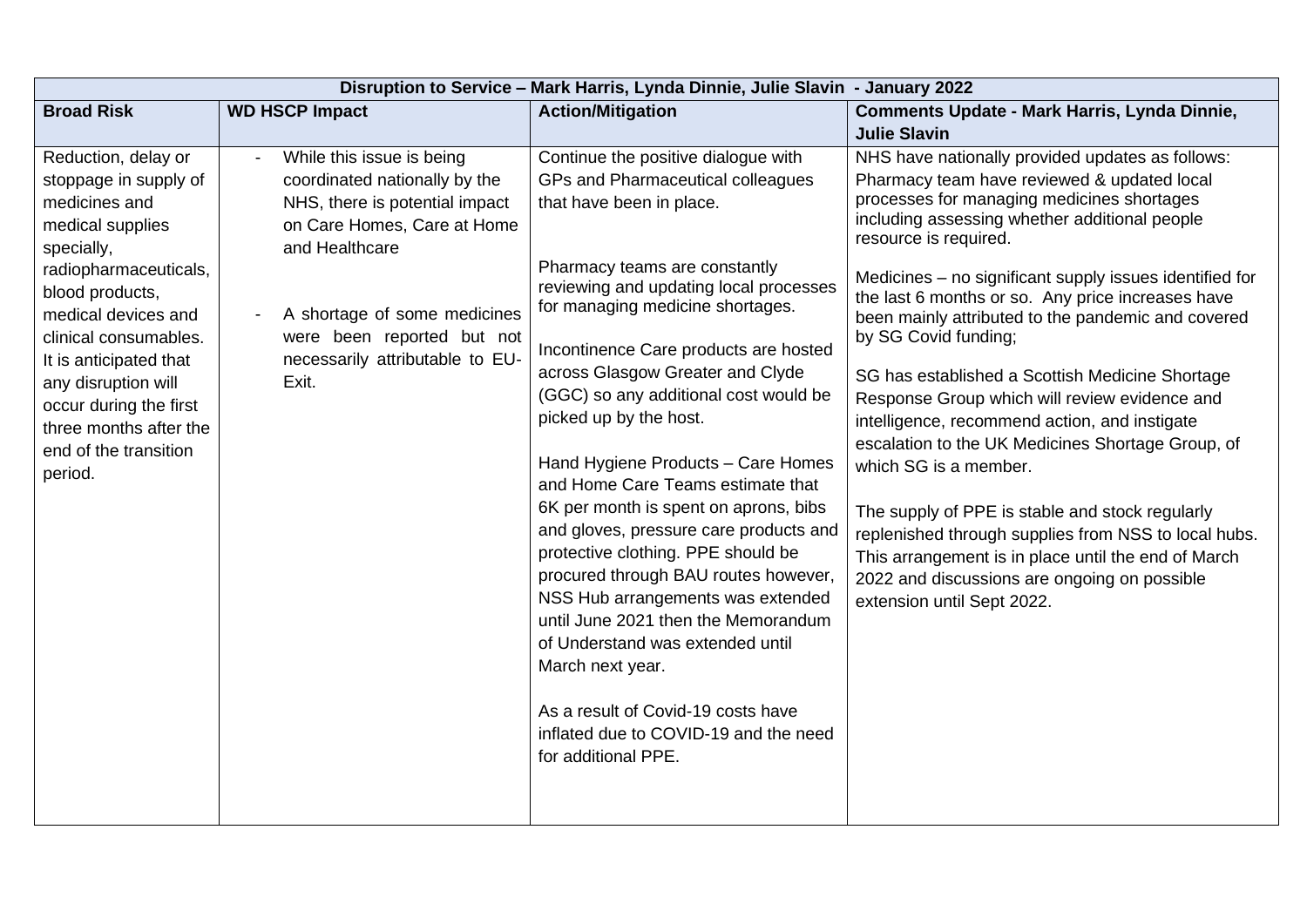| Disruption to Service – Mark Harris, Lynda Dinnie, Julie Slavin - January 2022 | | | |
|---|---|---|---|
| **Broad Risk** | **WD HSCP Impact** | **Action/Mitigation** | **Comments Update - Mark Harris, Lynda Dinnie, Julie Slavin** |
| Reduction, delay or stoppage in supply of medicines and medical supplies specially, radiopharmaceuticals, blood products, medical devices and clinical consumables. It is anticipated that any disruption will occur during the first three months after the end of the transition period. | - While this issue is being coordinated nationally by the NHS, there is potential impact on Care Homes, Care at Home and Healthcare<br><br>- A shortage of some medicines were been reported but not necessarily attributable to EU-Exit. | Continue the positive dialogue with GPs and Pharmaceutical colleagues that have been in place.<br><br>Pharmacy teams are constantly reviewing and updating local processes for managing medicine shortages.<br><br>Incontinence Care products are hosted across Glasgow Greater and Clyde (GGC) so any additional cost would be picked up by the host.<br><br>Hand Hygiene Products – Care Homes and Home Care Teams estimate that 6K per month is spent on aprons, bibs and gloves, pressure care products and protective clothing. PPE should be procured through BAU routes however, NSS Hub arrangements was extended until June 2021 then the Memorandum of Understand was extended until March next year.<br><br>As a result of Covid-19 costs have inflated due to COVID-19 and the need for additional PPE. | NHS have nationally provided updates as follows:<br>Pharmacy team have reviewed & updated local processes for managing medicines shortages including assessing whether additional people resource is required.<br><br>Medicines – no significant supply issues identified for the last 6 months or so. Any price increases have been mainly attributed to the pandemic and covered by SG Covid funding;<br><br>SG has established a Scottish Medicine Shortage Response Group which will review evidence and intelligence, recommend action, and instigate escalation to the UK Medicines Shortage Group, of which SG is a member.<br><br>The supply of PPE is stable and stock regularly replenished through supplies from NSS to local hubs. This arrangement is in place until the end of March 2022 and discussions are ongoing on possible extension until Sept 2022. |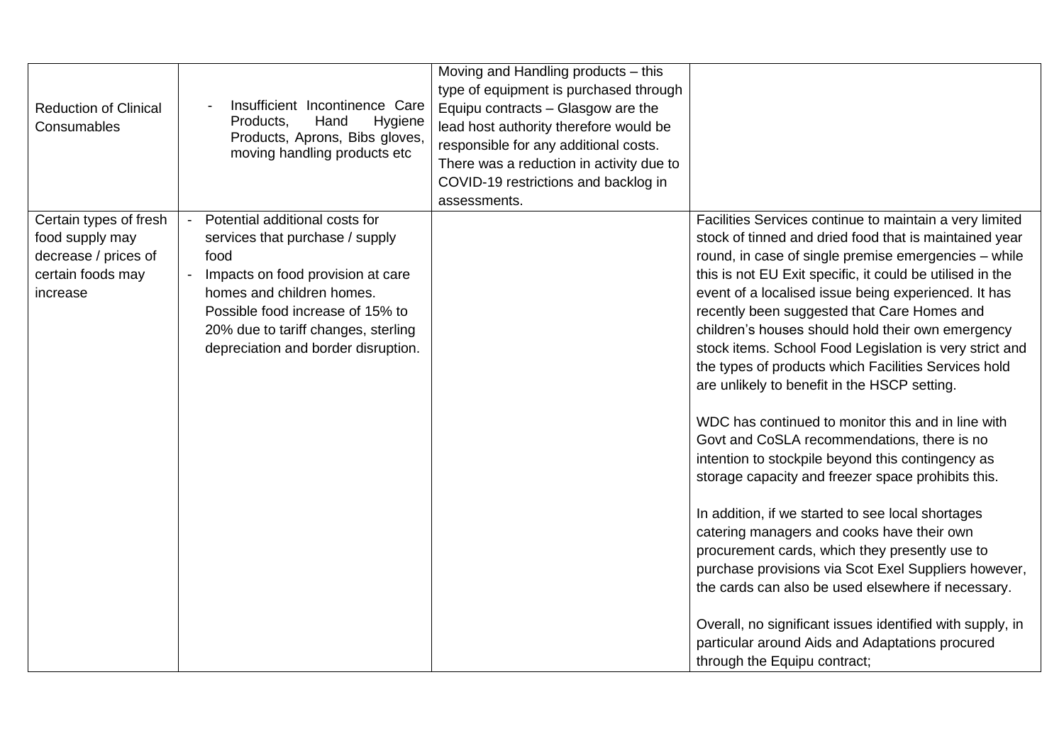| | | | |
|---|---|---|---|
| Reduction of Clinical Consumables | - Insufficient Incontinence Care Products, Hand Hygiene Products, Aprons, Bibs gloves, moving handling products etc | Moving and Handling products – this type of equipment is purchased through Equipu contracts – Glasgow are the lead host authority therefore would be responsible for any additional costs. There was a reduction in activity due to COVID-19 restrictions and backlog in assessments. | |
| Certain types of fresh food supply may decrease / prices of certain foods may increase | - Potential additional costs for services that purchase / supply food<br>- Impacts on food provision at care homes and children homes. Possible food increase of 15% to 20% due to tariff changes, sterling depreciation and border disruption. | | Facilities Services continue to maintain a very limited stock of tinned and dried food that is maintained year round, in case of single premise emergencies – while this is not EU Exit specific, it could be utilised in the event of a localised issue being experienced. It has recently been suggested that Care Homes and children's houses should hold their own emergency stock items. School Food Legislation is very strict and the types of products which Facilities Services hold are unlikely to benefit in the HSCP setting.<br><br>WDC has continued to monitor this and in line with Govt and CoSLA recommendations, there is no intention to stockpile beyond this contingency as storage capacity and freezer space prohibits this.<br><br>In addition, if we started to see local shortages catering managers and cooks have their own procurement cards, which they presently use to purchase provisions via Scot Exel Suppliers however, the cards can also be used elsewhere if necessary.<br><br>Overall, no significant issues identified with supply, in particular around Aids and Adaptations procured through the Equipu contract; |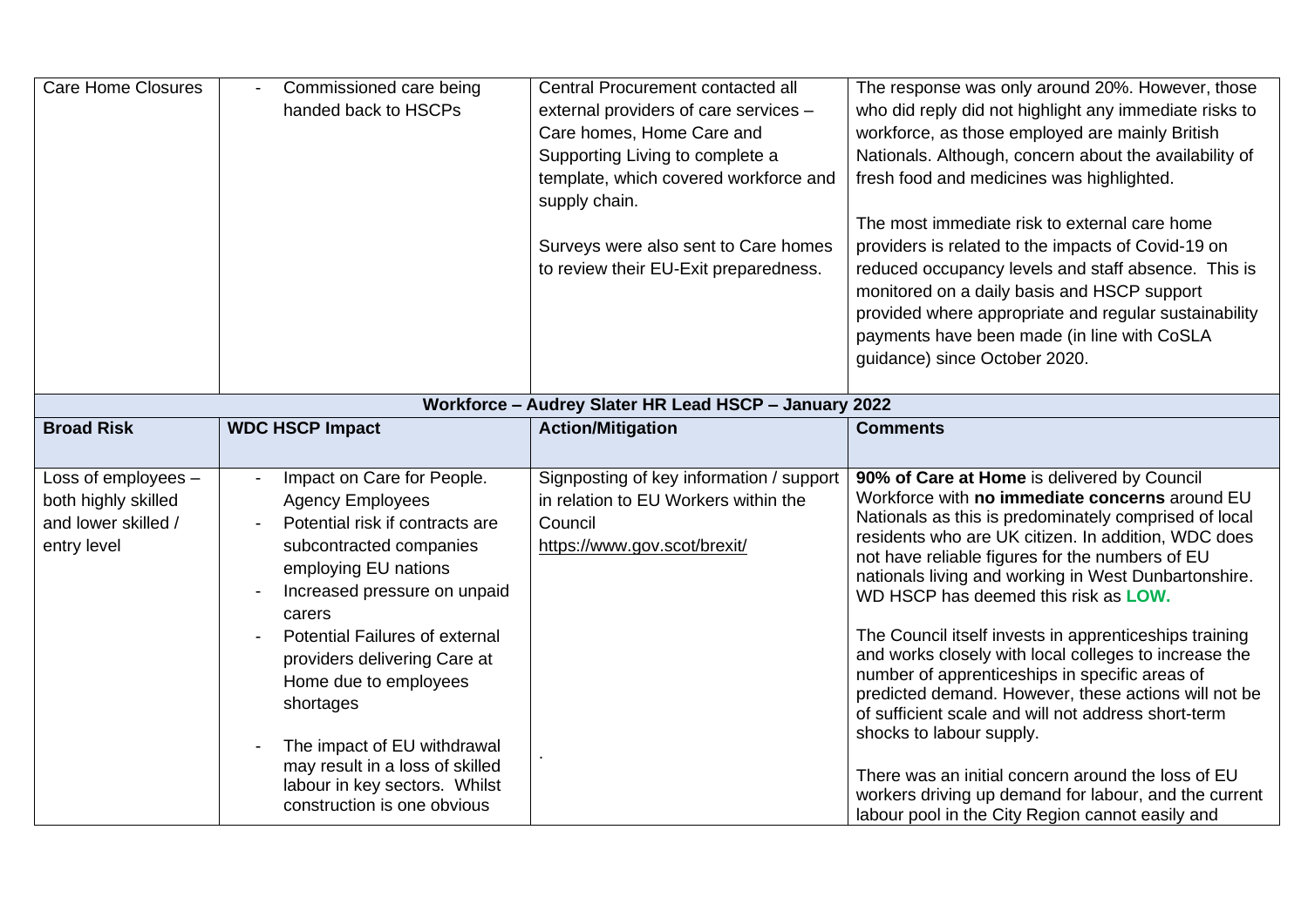| Care Home Closures | - Commissioned care being handed back to HSCPs | Central Procurement contacted all external providers of care services – Care homes, Home Care and Supporting Living to complete a template, which covered workforce and supply chain.<br><br>Surveys were also sent to Care homes to review their EU-Exit preparedness. | The response was only around 20%. However, those who did reply did not highlight any immediate risks to workforce, as those employed are mainly British Nationals. Although, concern about the availability of fresh food and medicines was highlighted.<br><br>The most immediate risk to external care home providers is related to the impacts of Covid-19 on reduced occupancy levels and staff absence. This is monitored on a daily basis and HSCP support provided where appropriate and regular sustainability payments have been made (in line with CoSLA guidance) since October 2020. |
|---|---|---|---|
| **Workforce – Audrey Slater HR Lead HSCP – January 2022** | | | |
| **Broad Risk** | **WDC HSCP Impact** | **Action/Mitigation** | **Comments** |
| Loss of employees – both highly skilled and lower skilled / entry level | - Impact on Care for People. Agency Employees<br>- Potential risk if contracts are subcontracted companies employing EU nations<br>- Increased pressure on unpaid carers<br>- Potential Failures of external providers delivering Care at Home due to employees shortages<br><br>- The impact of EU withdrawal may result in a loss of skilled labour in key sectors. Whilst construction is one obvious | Signposting of key information / support in relation to EU Workers within the Council<br>https://www.gov.scot/brexit/<br><br>. | **90% of Care at Home** is delivered by Council Workforce with **no immediate concerns** around EU Nationals as this is predominately comprised of local residents who are UK citizen. In addition, WDC does not have reliable figures for the numbers of EU nationals living and working in West Dunbartonshire. WD HSCP has deemed this risk as **LOW.**<br><br>The Council itself invests in apprenticeships training and works closely with local colleges to increase the number of apprenticeships in specific areas of predicted demand. However, these actions will not be of sufficient scale and will not address short-term shocks to labour supply.<br><br>There was an initial concern around the loss of EU workers driving up demand for labour, and the current labour pool in the City Region cannot easily and |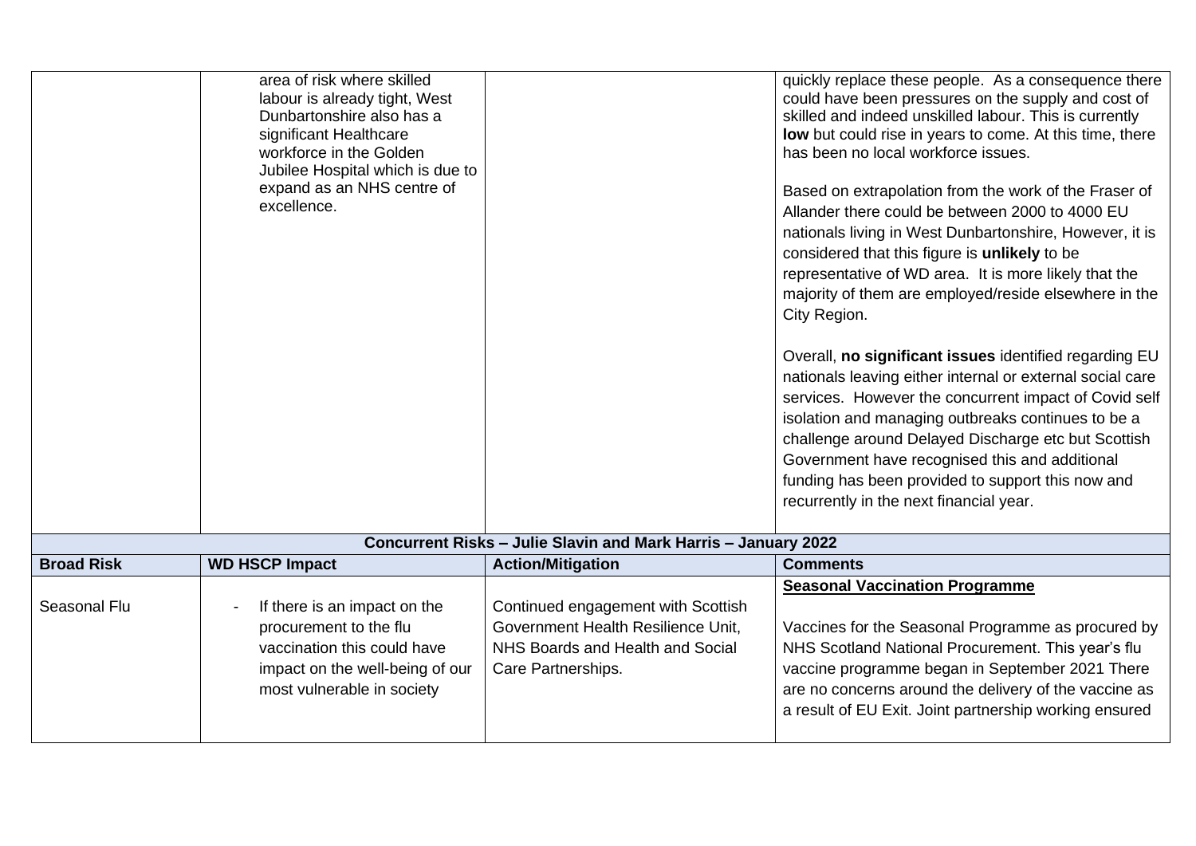| | | | |
|---|---|---|---|
| | area of risk where skilled labour is already tight, West Dunbartonshire also has a significant Healthcare workforce in the Golden Jubilee Hospital which is due to expand as an NHS centre of excellence. | | quickly replace these people. As a consequence there could have been pressures on the supply and cost of skilled and indeed unskilled labour. This is currently **low** but could rise in years to come. At this time, there has been no local workforce issues.<br><br>Based on extrapolation from the work of the Fraser of Allander there could be between 2000 to 4000 EU nationals living in West Dunbartonshire, However, it is considered that this figure is **unlikely** to be representative of WD area. It is more likely that the majority of them are employed/reside elsewhere in the City Region.<br><br>Overall, **no significant issues** identified regarding EU nationals leaving either internal or external social care services. However the concurrent impact of Covid self isolation and managing outbreaks continues to be a challenge around Delayed Discharge etc but Scottish Government have recognised this and additional funding has been provided to support this now and recurrently in the next financial year. |
| **Concurrent Risks – Julie Slavin and Mark Harris – January 2022** | | | |
| **Broad Risk** | **WD HSCP Impact** | **Action/Mitigation** | **Comments** |
| Seasonal Flu | - If there is an impact on the procurement to the flu vaccination this could have impact on the well-being of our most vulnerable in society | Continued engagement with Scottish Government Health Resilience Unit, NHS Boards and Health and Social Care Partnerships. | **Seasonal Vaccination Programme**<br><br>Vaccines for the Seasonal Programme as procured by NHS Scotland National Procurement. This year's flu vaccine programme began in September 2021 There are no concerns around the delivery of the vaccine as a result of EU Exit. Joint partnership working ensured |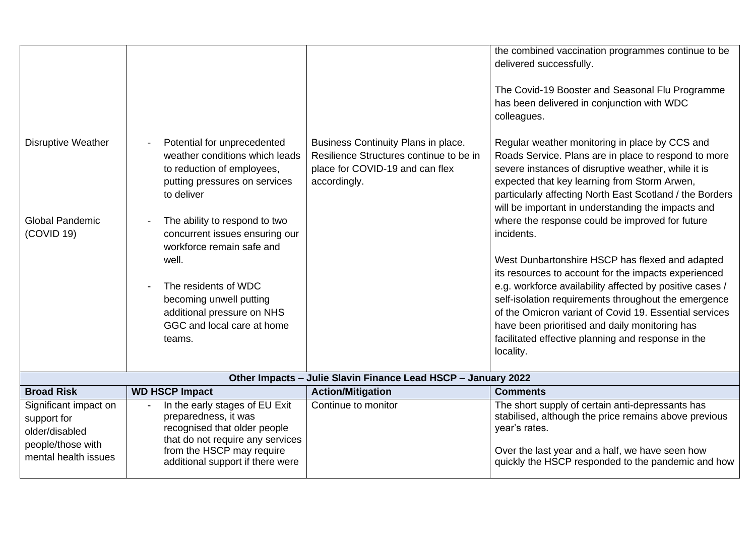| | | | |
|---|---|---|---|
| | | | the combined vaccination programmes continue to be delivered successfully.<br><br>The Covid-19 Booster and Seasonal Flu Programme has been delivered in conjunction with WDC colleagues. |
| Disruptive Weather<br><br>Global Pandemic (COVID 19) | - Potential for unprecedented weather conditions which leads to reduction of employees, putting pressures on services to deliver<br>- The ability to respond to two concurrent issues ensuring our workforce remain safe and well.<br>- The residents of WDC becoming unwell putting additional pressure on NHS GGC and local care at home teams. | Business Continuity Plans in place. Resilience Structures continue to be in place for COVID-19 and can flex accordingly. | Regular weather monitoring in place by CCS and Roads Service. Plans are in place to respond to more severe instances of disruptive weather, while it is expected that key learning from Storm Arwen, particularly affecting North East Scotland / the Borders will be important in understanding the impacts and where the response could be improved for future incidents.<br><br>West Dunbartonshire HSCP has flexed and adapted its resources to account for the impacts experienced e.g. workforce availability affected by positive cases / self-isolation requirements throughout the emergence of the Omicron variant of Covid 19. Essential services have been prioritised and daily monitoring has facilitated effective planning and response in the locality. |
| **Other Impacts – Julie Slavin Finance Lead HSCP – January 2022** | | | |
| **Broad Risk** | **WD HSCP Impact** | **Action/Mitigation** | **Comments** |
| Significant impact on support for older/disabled people/those with mental health issues | - In the early stages of EU Exit preparedness, it was recognised that older people that do not require any services from the HSCP may require additional support if there were | Continue to monitor | The short supply of certain anti-depressants has stabilised, although the price remains above previous year's rates.<br><br>Over the last year and a half, we have seen how quickly the HSCP responded to the pandemic and how |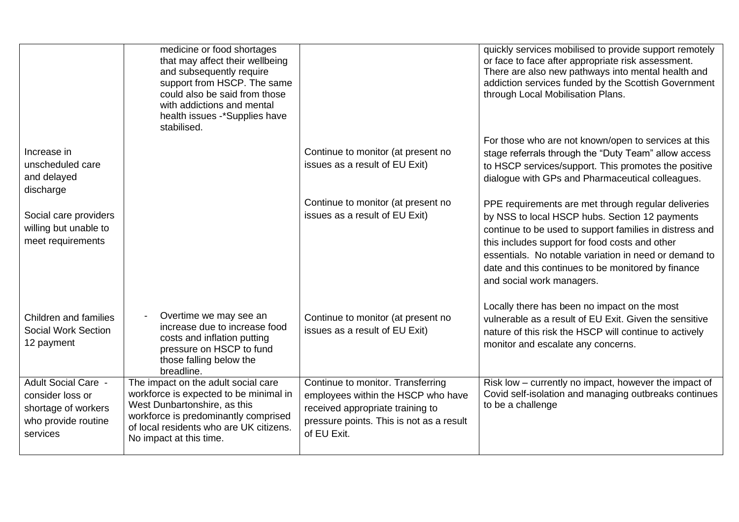| | | | |
|---|---|---|---|
| | medicine or food shortages that may affect their wellbeing and subsequently require support from HSCP. The same could also be said from those with addictions and mental health issues -*Supplies have stabilised. | | quickly services mobilised to provide support remotely or face to face after appropriate risk assessment. There are also new pathways into mental health and addiction services funded by the Scottish Government through Local Mobilisation Plans. |
| Increase in unscheduled care and delayed discharge | | Continue to monitor (at present no issues as a result of EU Exit) | For those who are not known/open to services at this stage referrals through the "Duty Team" allow access to HSCP services/support. This promotes the positive dialogue with GPs and Pharmaceutical colleagues. |
| Social care providers willing but unable to meet requirements | | Continue to monitor (at present no issues as a result of EU Exit) | PPE requirements are met through regular deliveries by NSS to local HSCP hubs. Section 12 payments continue to be used to support families in distress and this includes support for food costs and other essentials. No notable variation in need or demand to date and this continues to be monitored by finance and social work managers. |
| Children and families Social Work Section 12 payment | - Overtime we may see an increase due to increase food costs and inflation putting pressure on HSCP to fund those falling below the breadline. | Continue to monitor (at present no issues as a result of EU Exit) | Locally there has been no impact on the most vulnerable as a result of EU Exit. Given the sensitive nature of this risk the HSCP will continue to actively monitor and escalate any concerns. |
| Adult Social Care - consider loss or shortage of workers who provide routine services | The impact on the adult social care workforce is expected to be minimal in West Dunbartonshire, as this workforce is predominantly comprised of local residents who are UK citizens. No impact at this time. | Continue to monitor. Transferring employees within the HSCP who have received appropriate training to pressure points. This is not as a result of EU Exit. | Risk low – currently no impact, however the impact of Covid self-isolation and managing outbreaks continues to be a challenge |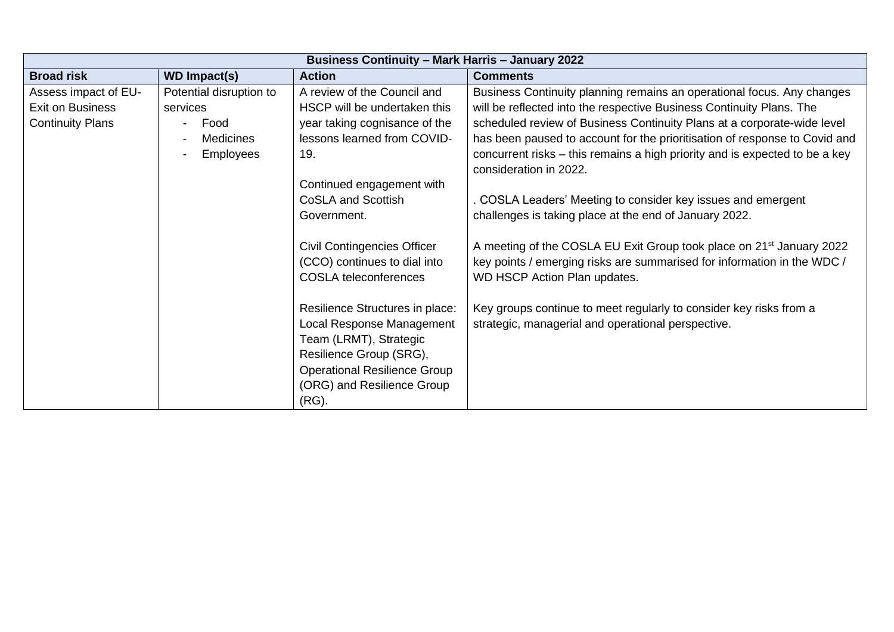| Business Continuity – Mark Harris – January 2022 | | | |
|---|---|---|---|
| **Broad risk** | **WD Impact(s)** | **Action** | **Comments** |
| Assess impact of EU-Exit on Business Continuity Plans | Potential disruption to services<br>- Food<br>- Medicines<br>- Employees | A review of the Council and HSCP will be undertaken this year taking cognisance of the lessons learned from COVID-19.<br><br>Continued engagement with CoSLA and Scottish Government.<br><br>Civil Contingencies Officer (CCO) continues to dial into COSLA teleconferences<br><br>Resilience Structures in place: Local Response Management Team (LRMT), Strategic Resilience Group (SRG), Operational Resilience Group (ORG) and Resilience Group (RG). | Business Continuity planning remains an operational focus. Any changes will be reflected into the respective Business Continuity Plans. The scheduled review of Business Continuity Plans at a corporate-wide level has been paused to account for the prioritisation of response to Covid and concurrent risks – this remains a high priority and is expected to be a key consideration in 2022.<br><br>. COSLA Leaders' Meeting to consider key issues and emergent challenges is taking place at the end of January 2022.<br><br>A meeting of the COSLA EU Exit Group took place on 21st January 2022 key points / emerging risks are summarised for information in the WDC / WD HSCP Action Plan updates.<br><br>Key groups continue to meet regularly to consider key risks from a strategic, managerial and operational perspective. |